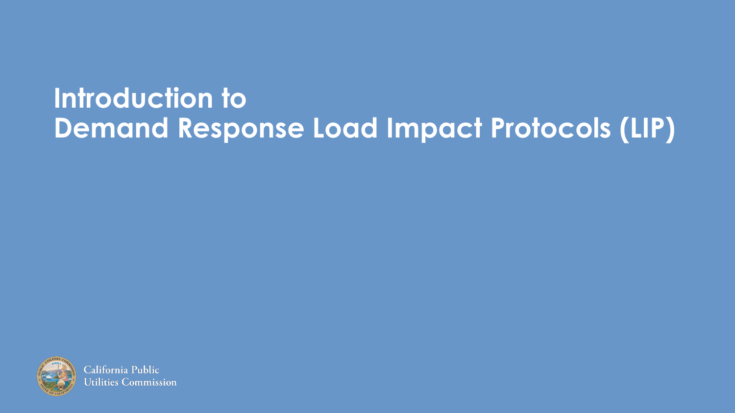# Introduction to Demand Response Load Impact Protocols (LIP)

California Public Utilities Commission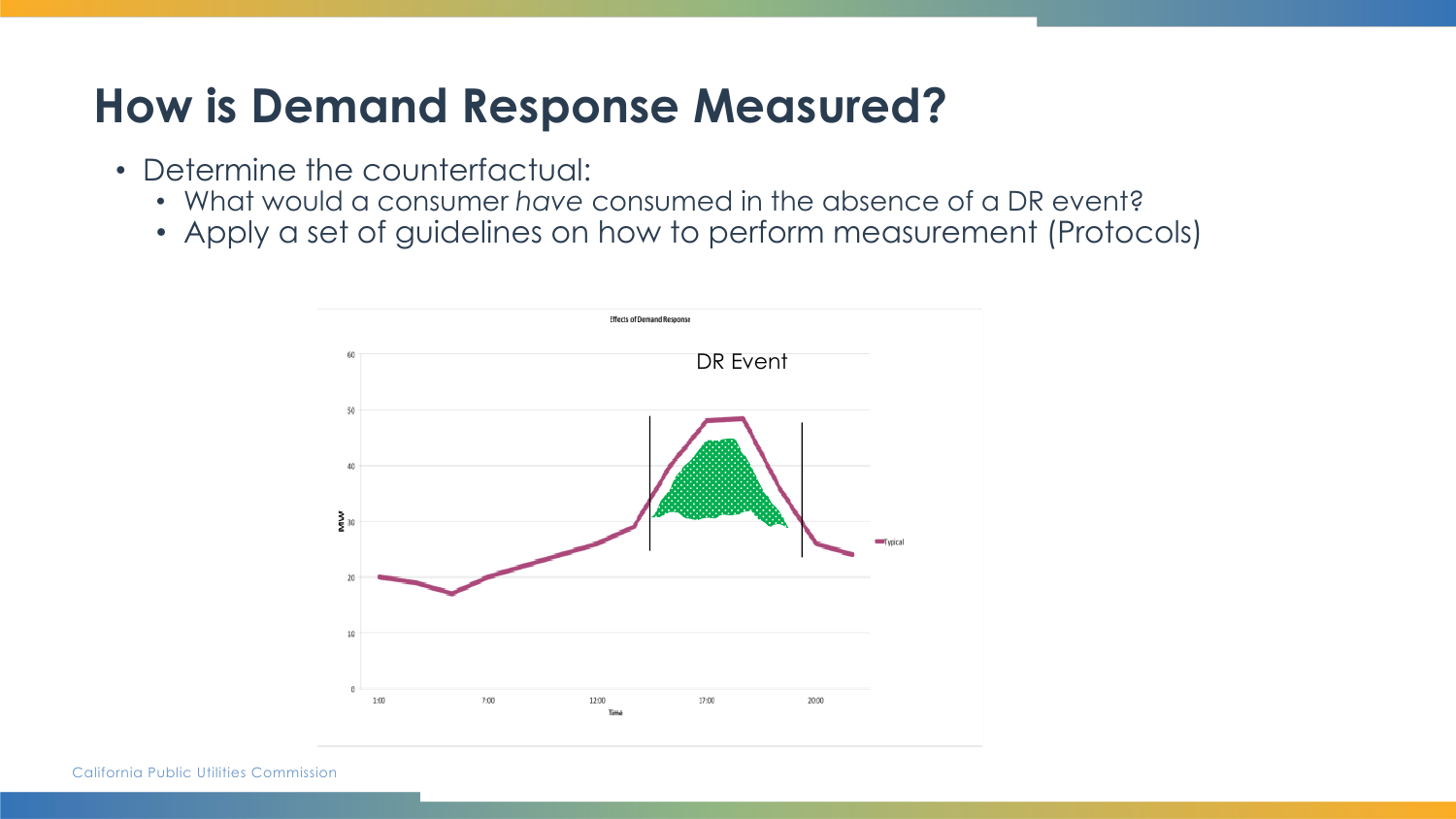# How is Demand Response Measured?

- Determine the counterfactual:
  - What would a consumer *have* consumed in the absence of a DR event?
  - Apply a set of guidelines on how to perform measurement (Protocols)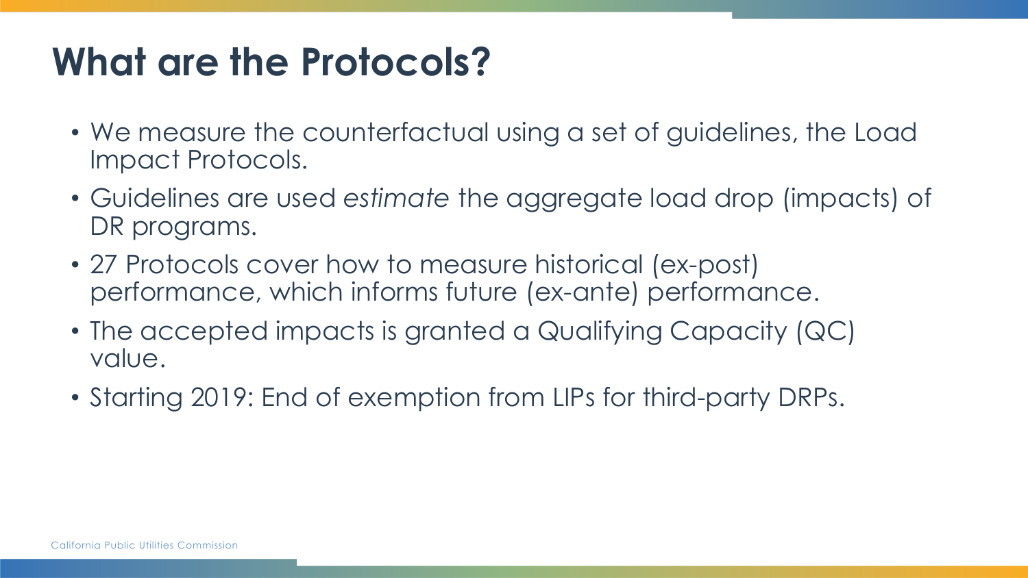# What are the Protocols?

- We measure the counterfactual using a set of guidelines, the Load Impact Protocols.
- Guidelines are used *estimate* the aggregate load drop (impacts) of DR programs.
- 27 Protocols cover how to measure historical (ex-post) performance, which informs future (ex-ante) performance.
- The accepted impacts is granted a Qualifying Capacity (QC) value.
- Starting 2019: End of exemption from LIPs for third-party DRPs.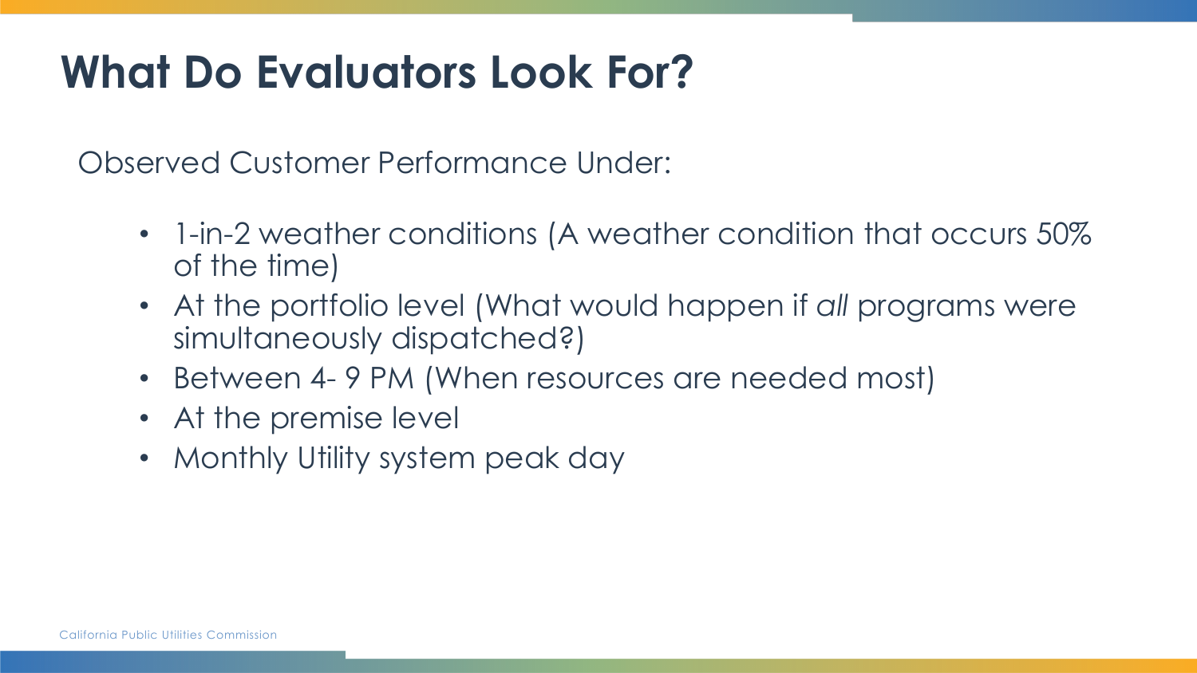# What Do Evaluators Look For?

Observed Customer Performance Under:

- 1-in-2 weather conditions (A weather condition that occurs 50% of the time)
- At the portfolio level (What would happen if *all* programs were simultaneously dispatched?)
- Between 4- 9 PM (When resources are needed most)
- At the premise level
- Monthly Utility system peak day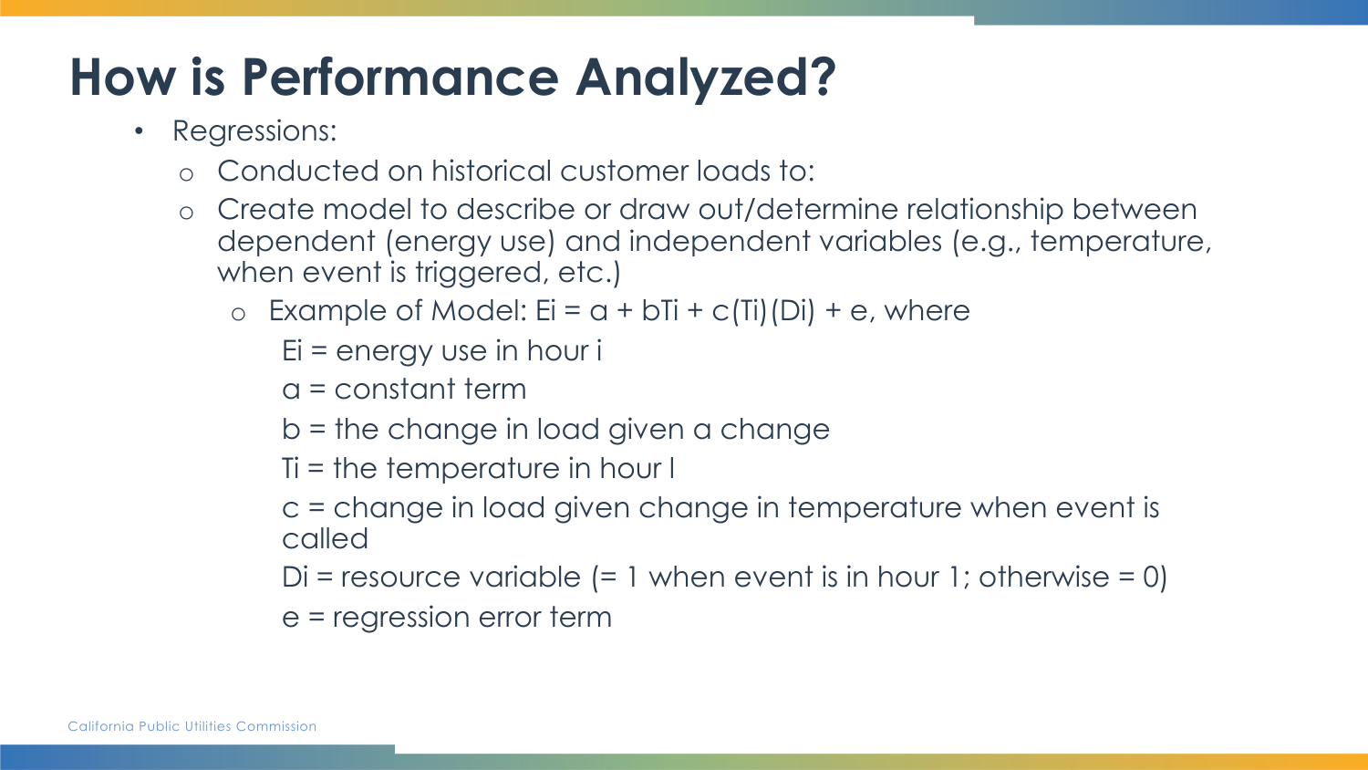# How is Performance Analyzed?

- Regressions:
  - Conducted on historical customer loads to:
  - Create model to describe or draw out/determine relationship between dependent (energy use) and independent variables (e.g., temperature, when event is triggered, etc.)
    - Example of Model: $E_i = a + bT_i + c(T_i)(D_i) + e$, where

      $E_i$ = energy use in hour i

      a = constant term

      b = the change in load given a change

      $T_i$ = the temperature in hour I

      c = change in load given change in temperature when event is called

      $D_i$ = resource variable (= 1 when event is in hour 1; otherwise = 0)

      e = regression error term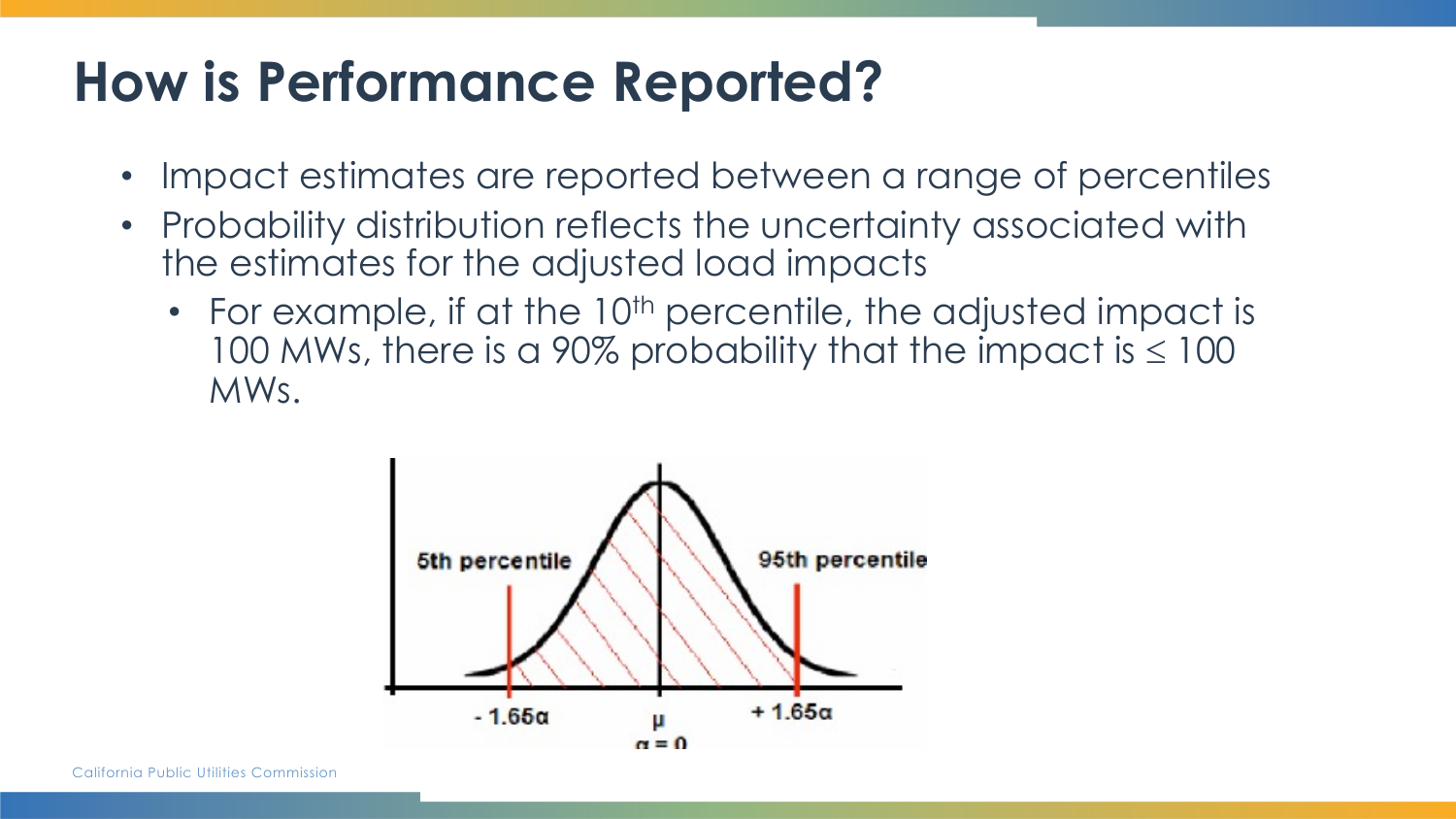# How is Performance Reported?

- Impact estimates are reported between a range of percentiles
- Probability distribution reflects the uncertainty associated with the estimates for the adjusted load impacts
  - For example, if at the 10th percentile, the adjusted impact is 100 MWs, there is a 90% probability that the impact is ≤ 100 MWs.

5th percentile

95th percentile

- 1.65α

μ

α = 0

+ 1.65α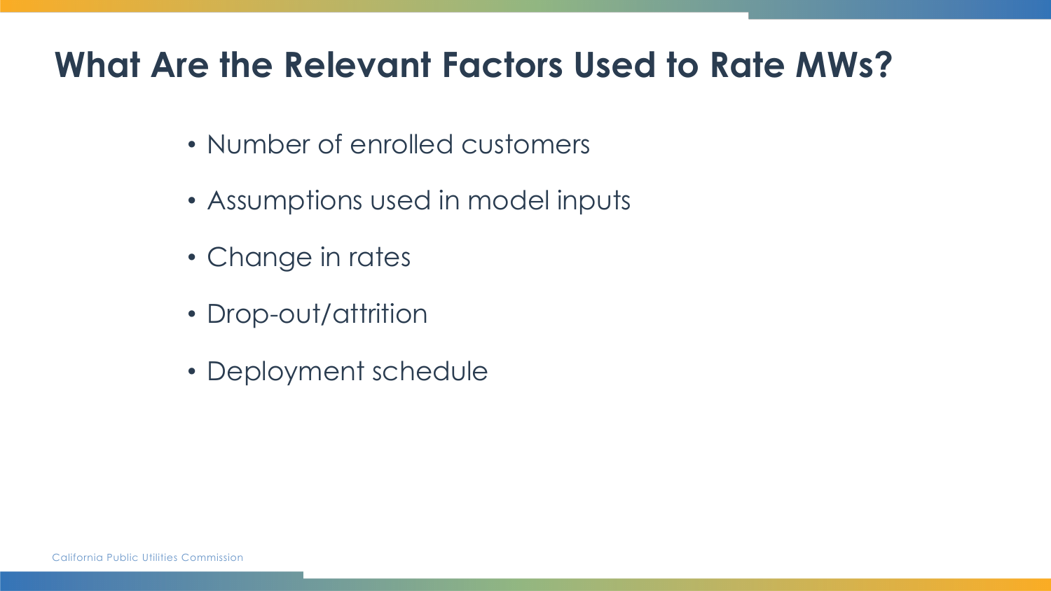# What Are the Relevant Factors Used to Rate MWs?

- Number of enrolled customers
- Assumptions used in model inputs
- Change in rates
- Drop-out/attrition
- Deployment schedule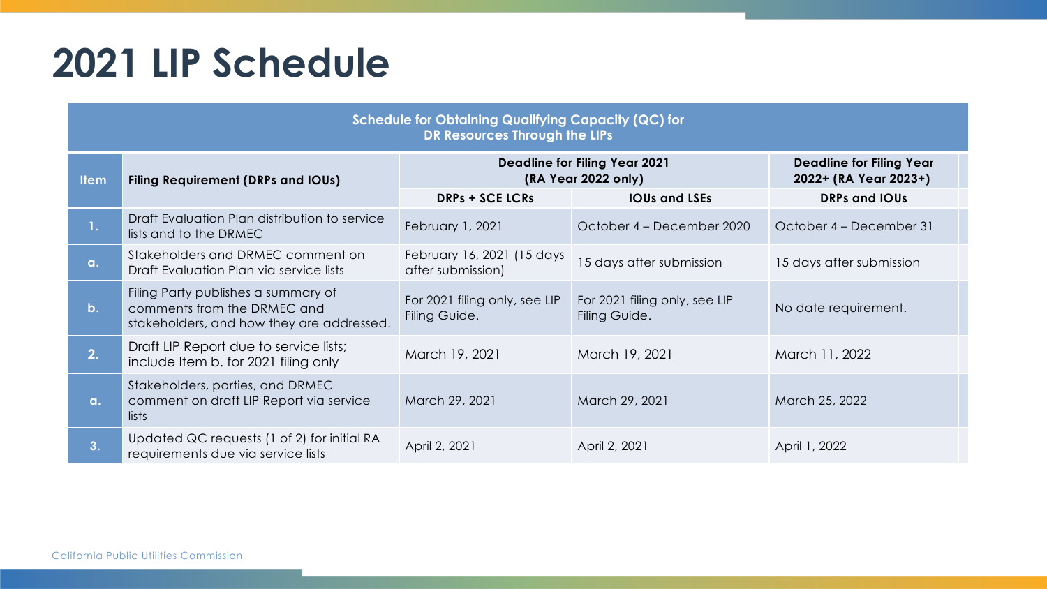# 2021 LIP Schedule

| Schedule for Obtaining Qualifying Capacity (QC) for DR Resources Through the LIPs | | | | |
|---|---|---|---|---|
| **Item** | **Filing Requirement (DRPs and IOUs)** | **Deadline for Filing Year 2021 (RA Year 2022 only)** | | **Deadline for Filing Year 2022+ (RA Year 2023+)** |
| | | **DRPs + SCE LCRs** | **IOUs and LSEs** | **DRPs and IOUs** |
| 1. | Draft Evaluation Plan distribution to service lists and to the DRMEC | February 1, 2021 | October 4 – December 2020 | October 4 – December 31 |
| a. | Stakeholders and DRMEC comment on Draft Evaluation Plan via service lists | February 16, 2021 (15 days after submission) | 15 days after submission | 15 days after submission |
| b. | Filing Party publishes a summary of comments from the DRMEC and stakeholders, and how they are addressed. | For 2021 filing only, see LIP Filing Guide. | For 2021 filing only, see LIP Filing Guide. | No date requirement. |
| 2. | Draft LIP Report due to service lists; include Item b. for 2021 filing only | March 19, 2021 | March 19, 2021 | March 11, 2022 |
| a. | Stakeholders, parties, and DRMEC comment on draft LIP Report via service lists | March 29, 2021 | March 29, 2021 | March 25, 2022 |
| 3. | Updated QC requests (1 of 2) for initial RA requirements due via service lists | April 2, 2021 | April 2, 2021 | April 1, 2022 |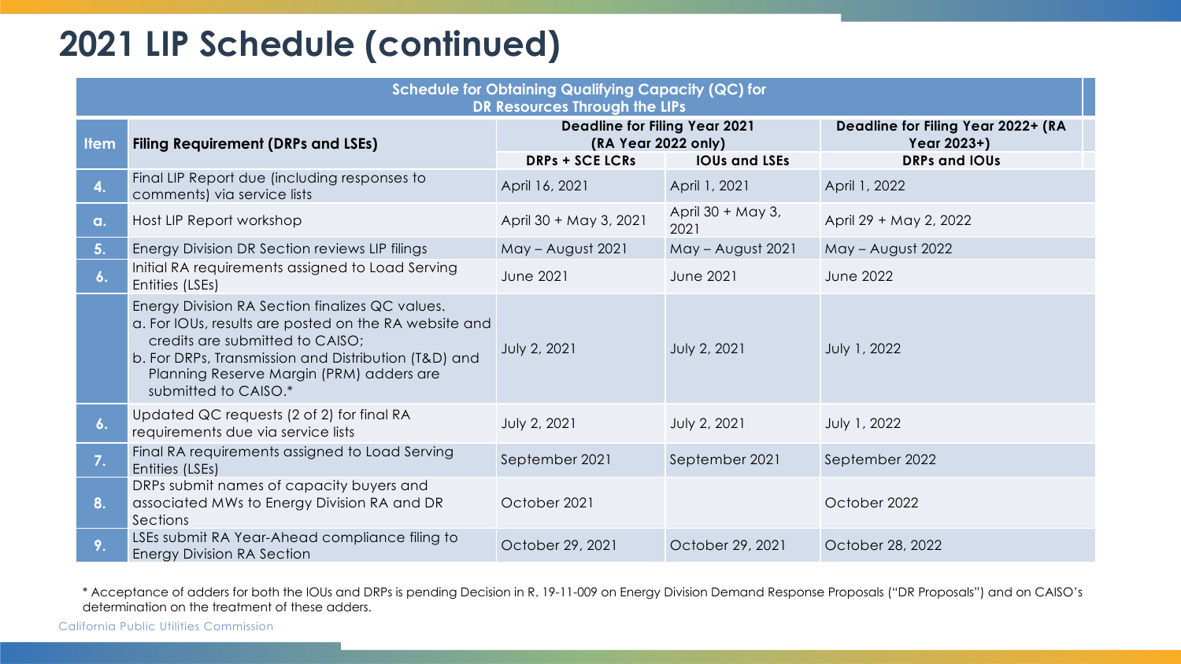# 2021 LIP Schedule (continued)

| Schedule for Obtaining Qualifying Capacity (QC) for DR Resources Through the LIPs | | | | |
|---|---|---|---|---|
| **Item** | **Filing Requirement (DRPs and LSEs)** | **Deadline for Filing Year 2021 (RA Year 2022 only)** | | **Deadline for Filing Year 2022+ (RA Year 2023+)** |
| | | **DRPs + SCE LCRs** | **IOUs and LSEs** | **DRPs and IOUs** |
| **4.** | Final LIP Report due (including responses to comments) via service lists | April 16, 2021 | April 1, 2021 | April 1, 2022 |
| **a.** | Host LIP Report workshop | April 30 + May 3, 2021 | April 30 + May 3, 2021 | April 29 + May 2, 2022 |
| **5.** | Energy Division DR Section reviews LIP filings | May – August 2021 | May – August 2021 | May – August 2022 |
| **6.** | Initial RA requirements assigned to Load Serving Entities (LSEs) | June 2021 | June 2021 | June 2022 |
| | Energy Division RA Section finalizes QC values.<br>a. For IOUs, results are posted on the RA website and credits are submitted to CAISO;<br>b. For DRPs, Transmission and Distribution (T&D) and Planning Reserve Margin (PRM) adders are submitted to CAISO.* | July 2, 2021 | July 2, 2021 | July 1, 2022 |
| **6.** | Updated QC requests (2 of 2) for final RA requirements due via service lists | July 2, 2021 | July 2, 2021 | July 1, 2022 |
| **7.** | Final RA requirements assigned to Load Serving Entities (LSEs) | September 2021 | September 2021 | September 2022 |
| **8.** | DRPs submit names of capacity buyers and associated MWs to Energy Division RA and DR Sections | October 2021 | | October 2022 |
| **9.** | LSEs submit RA Year-Ahead compliance filing to Energy Division RA Section | October 29, 2021 | October 29, 2021 | October 28, 2022 |

* Acceptance of adders for both the IOUs and DRPs is pending Decision in R. 19-11-009 on Energy Division Demand Response Proposals ("DR Proposals") and on CAISO's determination on the treatment of these adders.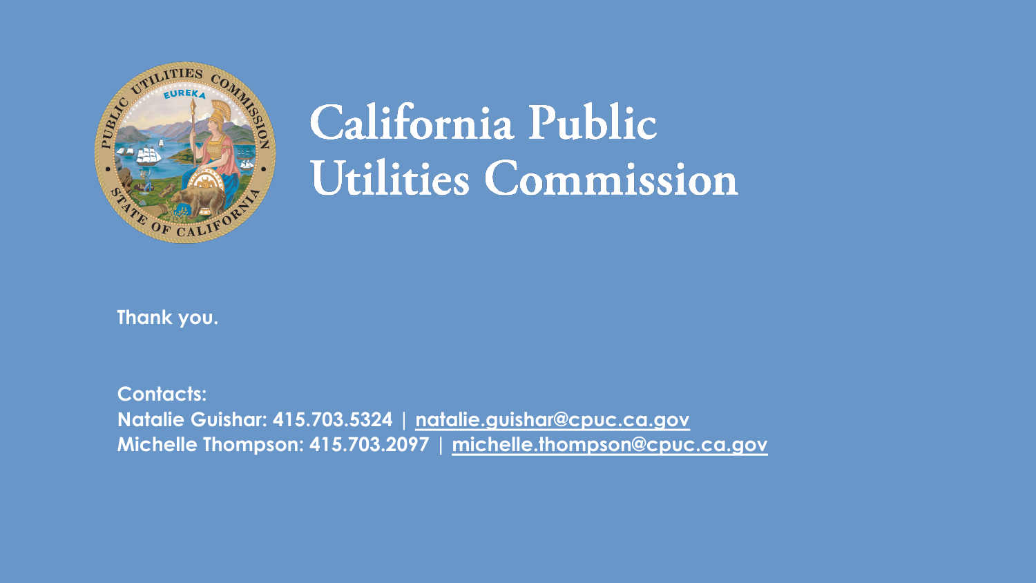# California Public Utilities Commission

**Thank you.**

**Contacts:**
**Natalie Guishar: 415.703.5324 | natalie.guishar@cpuc.ca.gov**
**Michelle Thompson: 415.703.2097 | michelle.thompson@cpuc.ca.gov**